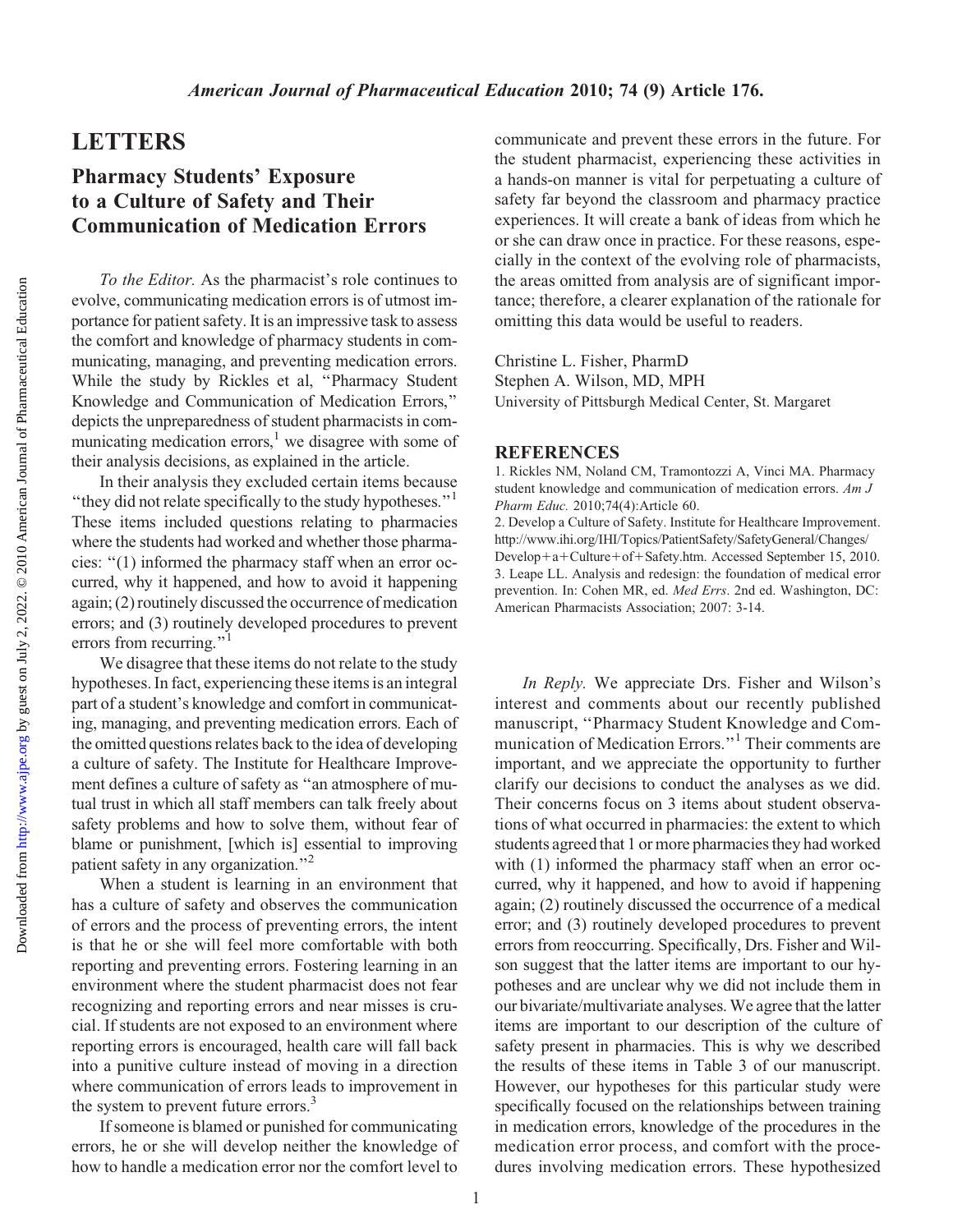# LETTERS

## Pharmacy Students' Exposure to a Culture of Safety and Their Communication of Medication Errors

*To the Editor.* As the pharmacist's role continues to evolve, communicating medication errors is of utmost importance for patient safety. It is an impressive task to assess the comfort and knowledge of pharmacy students in communicating, managing, and preventing medication errors. While the study by Rickles et al, "Pharmacy Student Knowledge and Communication of Medication Errors," depicts the unpreparedness of student pharmacists in communicating medication errors,[1] we disagree with some of their analysis decisions, as explained in the article.

In their analysis they excluded certain items because "they did not relate specifically to the study hypotheses."[1] These items included questions relating to pharmacies where the students had worked and whether those pharmacies: "(1) informed the pharmacy staff when an error occurred, why it happened, and how to avoid it happening again; (2) routinely discussed the occurrence of medication errors; and (3) routinely developed procedures to prevent errors from recurring."[1]

We disagree that these items do not relate to the study hypotheses. In fact, experiencing these items is an integral part of a student's knowledge and comfort in communicating, managing, and preventing medication errors. Each of the omitted questions relates back to the idea of developing a culture of safety. The Institute for Healthcare Improvement defines a culture of safety as "an atmosphere of mutual trust in which all staff members can talk freely about safety problems and how to solve them, without fear of blame or punishment, [which is] essential to improving patient safety in any organization."[2]

When a student is learning in an environment that has a culture of safety and observes the communication of errors and the process of preventing errors, the intent is that he or she will feel more comfortable with both reporting and preventing errors. Fostering learning in an environment where the student pharmacist does not fear recognizing and reporting errors and near misses is crucial. If students are not exposed to an environment where reporting errors is encouraged, health care will fall back into a punitive culture instead of moving in a direction where communication of errors leads to improvement in the system to prevent future errors.[3]

If someone is blamed or punished for communicating errors, he or she will develop neither the knowledge of how to handle a medication error nor the comfort level to communicate and prevent these errors in the future. For the student pharmacist, experiencing these activities in a hands-on manner is vital for perpetuating a culture of safety far beyond the classroom and pharmacy practice experiences. It will create a bank of ideas from which he or she can draw once in practice. For these reasons, especially in the context of the evolving role of pharmacists, the areas omitted from analysis are of significant importance; therefore, a clearer explanation of the rationale for omitting this data would be useful to readers.

Christine L. Fisher, PharmD
Stephen A. Wilson, MD, MPH
University of Pittsburgh Medical Center, St. Margaret

### REFERENCES

1. Rickles NM, Noland CM, Tramontozzi A, Vinci MA. Pharmacy student knowledge and communication of medication errors. *Am J Pharm Educ.* 2010;74(4):Article 60.
2. Develop a Culture of Safety. Institute for Healthcare Improvement. http://www.ihi.org/IHI/Topics/PatientSafety/SafetyGeneral/Changes/Develop+a+Culture+of+Safety.htm. Accessed September 15, 2010.
3. Leape LL. Analysis and redesign: the foundation of medical error prevention. In: Cohen MR, ed. *Med Errs*. 2nd ed. Washington, DC: American Pharmacists Association; 2007: 3-14.

*In Reply.* We appreciate Drs. Fisher and Wilson's interest and comments about our recently published manuscript, "Pharmacy Student Knowledge and Communication of Medication Errors."[1] Their comments are important, and we appreciate the opportunity to further clarify our decisions to conduct the analyses as we did. Their concerns focus on 3 items about student observations of what occurred in pharmacies: the extent to which students agreed that 1 or more pharmacies they had worked with (1) informed the pharmacy staff when an error occurred, why it happened, and how to avoid if happening again; (2) routinely discussed the occurrence of a medical error; and (3) routinely developed procedures to prevent errors from reoccurring. Specifically, Drs. Fisher and Wilson suggest that the latter items are important to our hypotheses and are unclear why we did not include them in our bivariate/multivariate analyses. We agree that the latter items are important to our description of the culture of safety present in pharmacies. This is why we described the results of these items in Table 3 of our manuscript. However, our hypotheses for this particular study were specifically focused on the relationships between training in medication errors, knowledge of the procedures in the medication error process, and comfort with the procedures involving medication errors. These hypothesized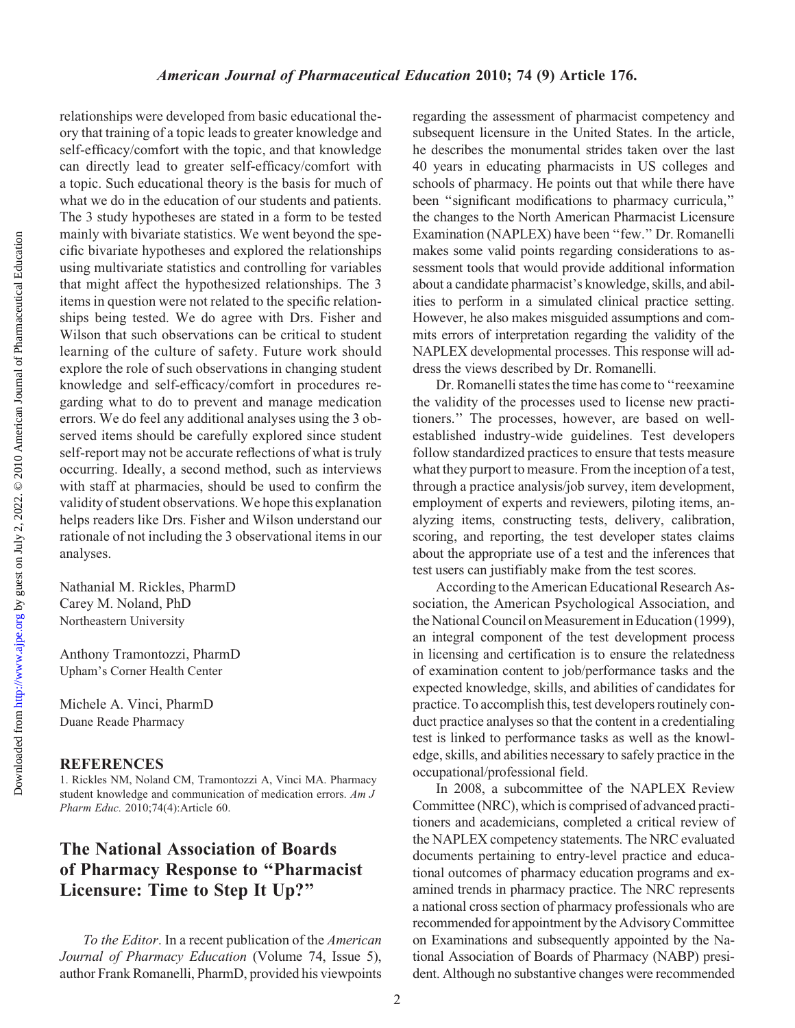relationships were developed from basic educational theory that training of a topic leads to greater knowledge and self-efficacy/comfort with the topic, and that knowledge can directly lead to greater self-efficacy/comfort with a topic. Such educational theory is the basis for much of what we do in the education of our students and patients. The 3 study hypotheses are stated in a form to be tested mainly with bivariate statistics. We went beyond the specific bivariate hypotheses and explored the relationships using multivariate statistics and controlling for variables that might affect the hypothesized relationships. The 3 items in question were not related to the specific relationships being tested. We do agree with Drs. Fisher and Wilson that such observations can be critical to student learning of the culture of safety. Future work should explore the role of such observations in changing student knowledge and self-efficacy/comfort in procedures regarding what to do to prevent and manage medication errors. We do feel any additional analyses using the 3 observed items should be carefully explored since student self-report may not be accurate reflections of what is truly occurring. Ideally, a second method, such as interviews with staff at pharmacies, should be used to confirm the validity of student observations. We hope this explanation helps readers like Drs. Fisher and Wilson understand our rationale of not including the 3 observational items in our analyses.

Nathanial M. Rickles, PharmD
Carey M. Noland, PhD
Northeastern University

Anthony Tramontozzi, PharmD
Upham's Corner Health Center

Michele A. Vinci, PharmD
Duane Reade Pharmacy

## REFERENCES

1. Rickles NM, Noland CM, Tramontozzi A, Vinci MA. Pharmacy student knowledge and communication of medication errors. *Am J Pharm Educ.* 2010;74(4):Article 60.

# The National Association of Boards of Pharmacy Response to "Pharmacist Licensure: Time to Step It Up?"

*To the Editor*. In a recent publication of the *American Journal of Pharmacy Education* (Volume 74, Issue 5), author Frank Romanelli, PharmD, provided his viewpoints regarding the assessment of pharmacist competency and subsequent licensure in the United States. In the article, he describes the monumental strides taken over the last 40 years in educating pharmacists in US colleges and schools of pharmacy. He points out that while there have been "significant modifications to pharmacy curricula," the changes to the North American Pharmacist Licensure Examination (NAPLEX) have been "few." Dr. Romanelli makes some valid points regarding considerations to assessment tools that would provide additional information about a candidate pharmacist's knowledge, skills, and abilities to perform in a simulated clinical practice setting. However, he also makes misguided assumptions and commits errors of interpretation regarding the validity of the NAPLEX developmental processes. This response will address the views described by Dr. Romanelli.

Dr. Romanelli states the time has come to "reexamine the validity of the processes used to license new practitioners." The processes, however, are based on well-established industry-wide guidelines. Test developers follow standardized practices to ensure that tests measure what they purport to measure. From the inception of a test, through a practice analysis/job survey, item development, employment of experts and reviewers, piloting items, analyzing items, constructing tests, delivery, calibration, scoring, and reporting, the test developer states claims about the appropriate use of a test and the inferences that test users can justifiably make from the test scores.

According to the American Educational Research Association, the American Psychological Association, and the National Council on Measurement in Education (1999), an integral component of the test development process in licensing and certification is to ensure the relatedness of examination content to job/performance tasks and the expected knowledge, skills, and abilities of candidates for practice. To accomplish this, test developers routinely conduct practice analyses so that the content in a credentialing test is linked to performance tasks as well as the knowledge, skills, and abilities necessary to safely practice in the occupational/professional field.

In 2008, a subcommittee of the NAPLEX Review Committee (NRC), which is comprised of advanced practitioners and academicians, completed a critical review of the NAPLEX competency statements. The NRC evaluated documents pertaining to entry-level practice and educational outcomes of pharmacy education programs and examined trends in pharmacy practice. The NRC represents a national cross section of pharmacy professionals who are recommended for appointment by the Advisory Committee on Examinations and subsequently appointed by the National Association of Boards of Pharmacy (NABP) president. Although no substantive changes were recommended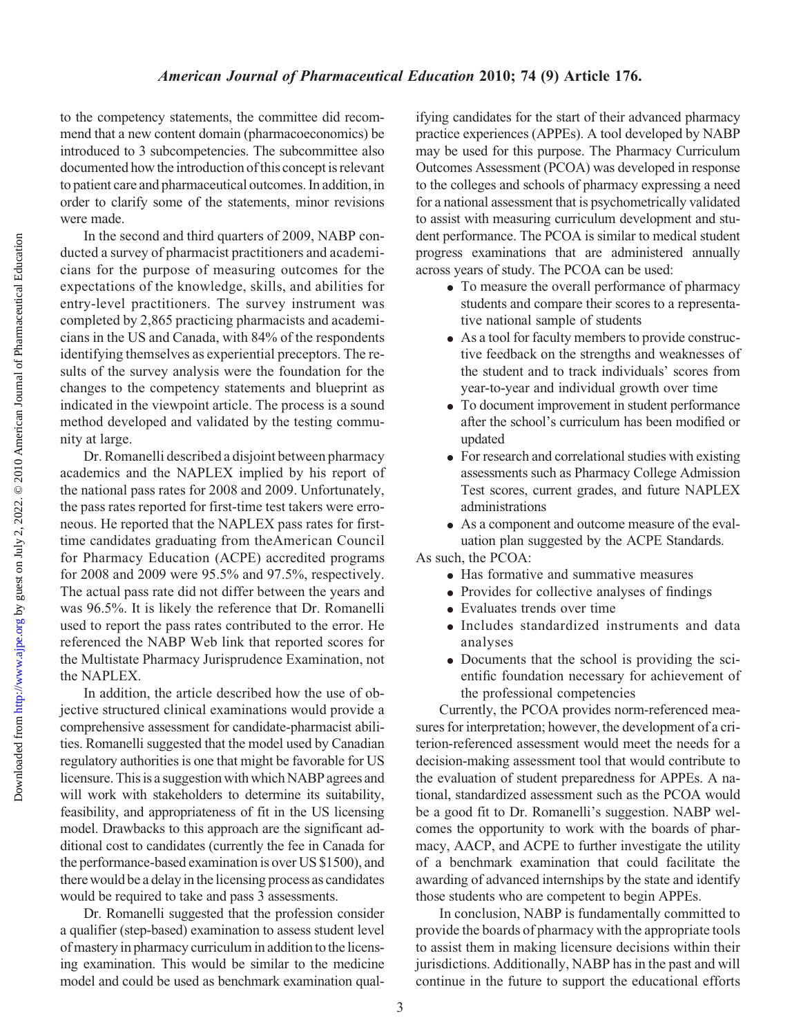to the competency statements, the committee did recommend that a new content domain (pharmacoeconomics) be introduced to 3 subcompetencies. The subcommittee also documented how the introduction of this concept is relevant to patient care and pharmaceutical outcomes. In addition, in order to clarify some of the statements, minor revisions were made.

In the second and third quarters of 2009, NABP conducted a survey of pharmacist practitioners and academicians for the purpose of measuring outcomes for the expectations of the knowledge, skills, and abilities for entry-level practitioners. The survey instrument was completed by 2,865 practicing pharmacists and academicians in the US and Canada, with 84% of the respondents identifying themselves as experiential preceptors. The results of the survey analysis were the foundation for the changes to the competency statements and blueprint as indicated in the viewpoint article. The process is a sound method developed and validated by the testing community at large.

Dr. Romanelli described a disjoint between pharmacy academics and the NAPLEX implied by his report of the national pass rates for 2008 and 2009. Unfortunately, the pass rates reported for first-time test takers were erroneous. He reported that the NAPLEX pass rates for first-time candidates graduating from theAmerican Council for Pharmacy Education (ACPE) accredited programs for 2008 and 2009 were 95.5% and 97.5%, respectively. The actual pass rate did not differ between the years and was 96.5%. It is likely the reference that Dr. Romanelli used to report the pass rates contributed to the error. He referenced the NABP Web link that reported scores for the Multistate Pharmacy Jurisprudence Examination, not the NAPLEX.

In addition, the article described how the use of objective structured clinical examinations would provide a comprehensive assessment for candidate-pharmacist abilities. Romanelli suggested that the model used by Canadian regulatory authorities is one that might be favorable for US licensure. This is a suggestion with which NABP agrees and will work with stakeholders to determine its suitability, feasibility, and appropriateness of fit in the US licensing model. Drawbacks to this approach are the significant additional cost to candidates (currently the fee in Canada for the performance-based examination is over US $1500), and there would be a delay in the licensing process as candidates would be required to take and pass 3 assessments.

Dr. Romanelli suggested that the profession consider a qualifier (step-based) examination to assess student level of mastery in pharmacy curriculum in addition to the licensing examination. This would be similar to the medicine model and could be used as benchmark examination qualifying candidates for the start of their advanced pharmacy practice experiences (APPEs). A tool developed by NABP may be used for this purpose. The Pharmacy Curriculum Outcomes Assessment (PCOA) was developed in response to the colleges and schools of pharmacy expressing a need for a national assessment that is psychometrically validated to assist with measuring curriculum development and student performance. The PCOA is similar to medical student progress examinations that are administered annually across years of study. The PCOA can be used:

- To measure the overall performance of pharmacy students and compare their scores to a representative national sample of students
- As a tool for faculty members to provide constructive feedback on the strengths and weaknesses of the student and to track individuals' scores from year-to-year and individual growth over time
- To document improvement in student performance after the school's curriculum has been modified or updated
- For research and correlational studies with existing assessments such as Pharmacy College Admission Test scores, current grades, and future NAPLEX administrations
- As a component and outcome measure of the evaluation plan suggested by the ACPE Standards.

As such, the PCOA:

- Has formative and summative measures
- Provides for collective analyses of findings
- Evaluates trends over time
- Includes standardized instruments and data analyses
- Documents that the school is providing the scientific foundation necessary for achievement of the professional competencies

Currently, the PCOA provides norm-referenced measures for interpretation; however, the development of a criterion-referenced assessment would meet the needs for a decision-making assessment tool that would contribute to the evaluation of student preparedness for APPEs. A national, standardized assessment such as the PCOA would be a good fit to Dr. Romanelli's suggestion. NABP welcomes the opportunity to work with the boards of pharmacy, AACP, and ACPE to further investigate the utility of a benchmark examination that could facilitate the awarding of advanced internships by the state and identify those students who are competent to begin APPEs.

In conclusion, NABP is fundamentally committed to provide the boards of pharmacy with the appropriate tools to assist them in making licensure decisions within their jurisdictions. Additionally, NABP has in the past and will continue in the future to support the educational efforts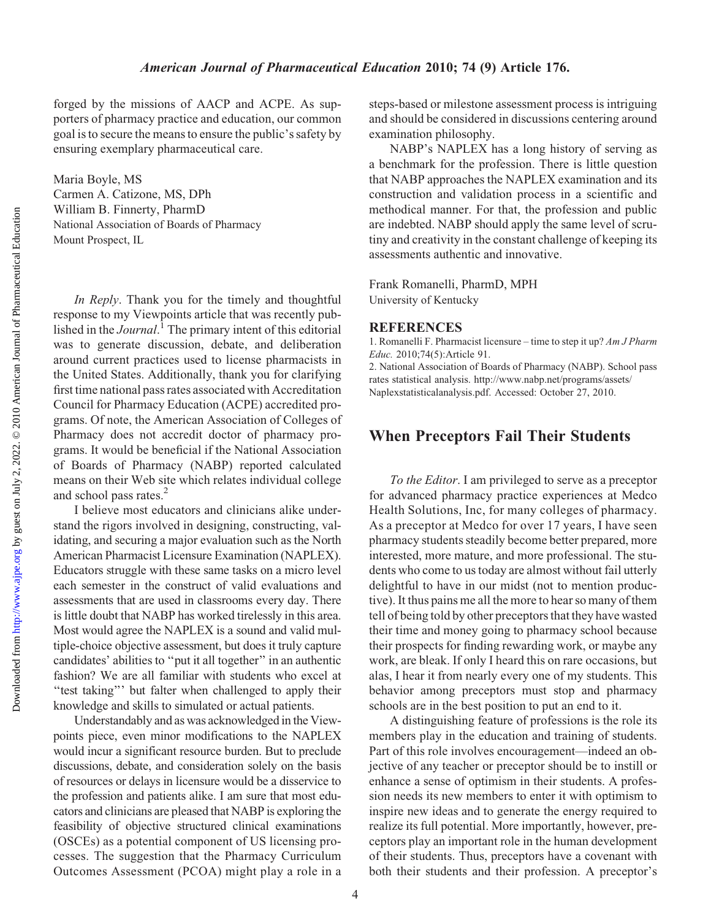forged by the missions of AACP and ACPE. As supporters of pharmacy practice and education, our common goal is to secure the means to ensure the public's safety by ensuring exemplary pharmaceutical care.

Maria Boyle, MS
Carmen A. Catizone, MS, DPh
William B. Finnerty, PharmD
National Association of Boards of Pharmacy
Mount Prospect, IL

*In Reply*. Thank you for the timely and thoughtful response to my Viewpoints article that was recently published in the *Journal*.[1] The primary intent of this editorial was to generate discussion, debate, and deliberation around current practices used to license pharmacists in the United States. Additionally, thank you for clarifying first time national pass rates associated with Accreditation Council for Pharmacy Education (ACPE) accredited programs. Of note, the American Association of Colleges of Pharmacy does not accredit doctor of pharmacy programs. It would be beneficial if the National Association of Boards of Pharmacy (NABP) reported calculated means on their Web site which relates individual college and school pass rates.[2]

I believe most educators and clinicians alike understand the rigors involved in designing, constructing, validating, and securing a major evaluation such as the North American Pharmacist Licensure Examination (NAPLEX). Educators struggle with these same tasks on a micro level each semester in the construct of valid evaluations and assessments that are used in classrooms every day. There is little doubt that NABP has worked tirelessly in this area. Most would agree the NAPLEX is a sound and valid multiple-choice objective assessment, but does it truly capture candidates' abilities to "put it all together" in an authentic fashion? We are all familiar with students who excel at "test taking"' but falter when challenged to apply their knowledge and skills to simulated or actual patients.

Understandably and as was acknowledged in the Viewpoints piece, even minor modifications to the NAPLEX would incur a significant resource burden. But to preclude discussions, debate, and consideration solely on the basis of resources or delays in licensure would be a disservice to the profession and patients alike. I am sure that most educators and clinicians are pleased that NABP is exploring the feasibility of objective structured clinical examinations (OSCEs) as a potential component of US licensing processes. The suggestion that the Pharmacy Curriculum Outcomes Assessment (PCOA) might play a role in a steps-based or milestone assessment process is intriguing and should be considered in discussions centering around examination philosophy.

NABP's NAPLEX has a long history of serving as a benchmark for the profession. There is little question that NABP approaches the NAPLEX examination and its construction and validation process in a scientific and methodical manner. For that, the profession and public are indebted. NABP should apply the same level of scrutiny and creativity in the constant challenge of keeping its assessments authentic and innovative.

Frank Romanelli, PharmD, MPH
University of Kentucky

## REFERENCES

1. Romanelli F. Pharmacist licensure – time to step it up? *Am J Pharm Educ.* 2010;74(5):Article 91.
2. National Association of Boards of Pharmacy (NABP). School pass rates statistical analysis. http://www.nabp.net/programs/assets/Naplexstatisticalanalysis.pdf. Accessed: October 27, 2010.

## When Preceptors Fail Their Students

*To the Editor*. I am privileged to serve as a preceptor for advanced pharmacy practice experiences at Medco Health Solutions, Inc, for many colleges of pharmacy. As a preceptor at Medco for over 17 years, I have seen pharmacy students steadily become better prepared, more interested, more mature, and more professional. The students who come to us today are almost without fail utterly delightful to have in our midst (not to mention productive). It thus pains me all the more to hear so many of them tell of being told by other preceptors that they have wasted their time and money going to pharmacy school because their prospects for finding rewarding work, or maybe any work, are bleak. If only I heard this on rare occasions, but alas, I hear it from nearly every one of my students. This behavior among preceptors must stop and pharmacy schools are in the best position to put an end to it.

A distinguishing feature of professions is the role its members play in the education and training of students. Part of this role involves encouragement—indeed an objective of any teacher or preceptor should be to instill or enhance a sense of optimism in their students. A profession needs its new members to enter it with optimism to inspire new ideas and to generate the energy required to realize its full potential. More importantly, however, preceptors play an important role in the human development of their students. Thus, preceptors have a covenant with both their students and their profession. A preceptor's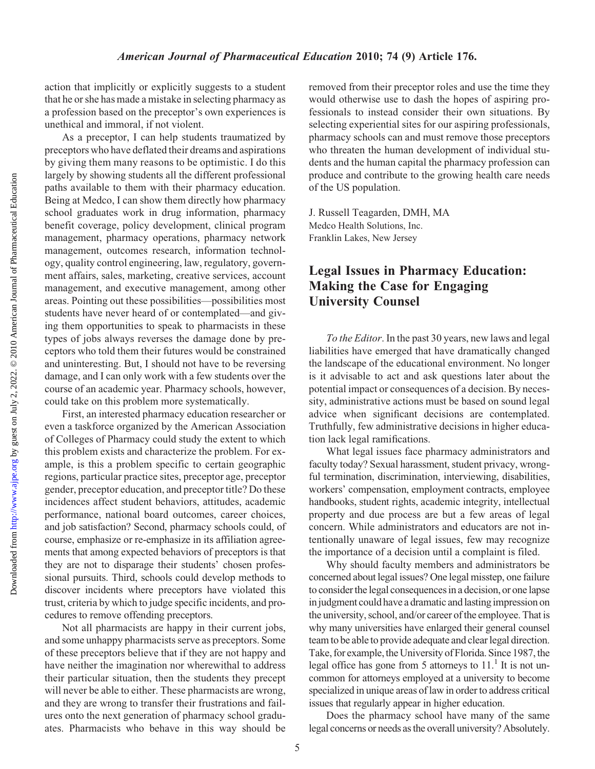action that implicitly or explicitly suggests to a student that he or she has made a mistake in selecting pharmacy as a profession based on the preceptor's own experiences is unethical and immoral, if not violent.

As a preceptor, I can help students traumatized by preceptors who have deflated their dreams and aspirations by giving them many reasons to be optimistic. I do this largely by showing students all the different professional paths available to them with their pharmacy education. Being at Medco, I can show them directly how pharmacy school graduates work in drug information, pharmacy benefit coverage, policy development, clinical program management, pharmacy operations, pharmacy network management, outcomes research, information technology, quality control engineering, law, regulatory, government affairs, sales, marketing, creative services, account management, and executive management, among other areas. Pointing out these possibilities—possibilities most students have never heard of or contemplated—and giving them opportunities to speak to pharmacists in these types of jobs always reverses the damage done by preceptors who told them their futures would be constrained and uninteresting. But, I should not have to be reversing damage, and I can only work with a few students over the course of an academic year. Pharmacy schools, however, could take on this problem more systematically.

First, an interested pharmacy education researcher or even a taskforce organized by the American Association of Colleges of Pharmacy could study the extent to which this problem exists and characterize the problem. For example, is this a problem specific to certain geographic regions, particular practice sites, preceptor age, preceptor gender, preceptor education, and preceptor title? Do these incidences affect student behaviors, attitudes, academic performance, national board outcomes, career choices, and job satisfaction? Second, pharmacy schools could, of course, emphasize or re-emphasize in its affiliation agreements that among expected behaviors of preceptors is that they are not to disparage their students' chosen professional pursuits. Third, schools could develop methods to discover incidents where preceptors have violated this trust, criteria by which to judge specific incidents, and procedures to remove offending preceptors.

Not all pharmacists are happy in their current jobs, and some unhappy pharmacists serve as preceptors. Some of these preceptors believe that if they are not happy and have neither the imagination nor wherewithal to address their particular situation, then the students they precept will never be able to either. These pharmacists are wrong, and they are wrong to transfer their frustrations and failures onto the next generation of pharmacy school graduates. Pharmacists who behave in this way should be removed from their preceptor roles and use the time they would otherwise use to dash the hopes of aspiring professionals to instead consider their own situations. By selecting experiential sites for our aspiring professionals, pharmacy schools can and must remove those preceptors who threaten the human development of individual students and the human capital the pharmacy profession can produce and contribute to the growing health care needs of the US population.

J. Russell Teagarden, DMH, MA
Medco Health Solutions, Inc.
Franklin Lakes, New Jersey

## Legal Issues in Pharmacy Education: Making the Case for Engaging University Counsel

*To the Editor*. In the past 30 years, new laws and legal liabilities have emerged that have dramatically changed the landscape of the educational environment. No longer is it advisable to act and ask questions later about the potential impact or consequences of a decision. By necessity, administrative actions must be based on sound legal advice when significant decisions are contemplated. Truthfully, few administrative decisions in higher education lack legal ramifications.

What legal issues face pharmacy administrators and faculty today? Sexual harassment, student privacy, wrongful termination, discrimination, interviewing, disabilities, workers' compensation, employment contracts, employee handbooks, student rights, academic integrity, intellectual property and due process are but a few areas of legal concern. While administrators and educators are not intentionally unaware of legal issues, few may recognize the importance of a decision until a complaint is filed.

Why should faculty members and administrators be concerned about legal issues? One legal misstep, one failure to consider the legal consequences in a decision, or one lapse in judgment could have a dramatic and lasting impression on the university, school, and/or career of the employee. That is why many universities have enlarged their general counsel team to be able to provide adequate and clear legal direction. Take, for example, the University of Florida. Since 1987, the legal office has gone from 5 attorneys to 11.[1] It is not uncommon for attorneys employed at a university to become specialized in unique areas of law in order to address critical issues that regularly appear in higher education.

Does the pharmacy school have many of the same legal concerns or needs as the overall university? Absolutely.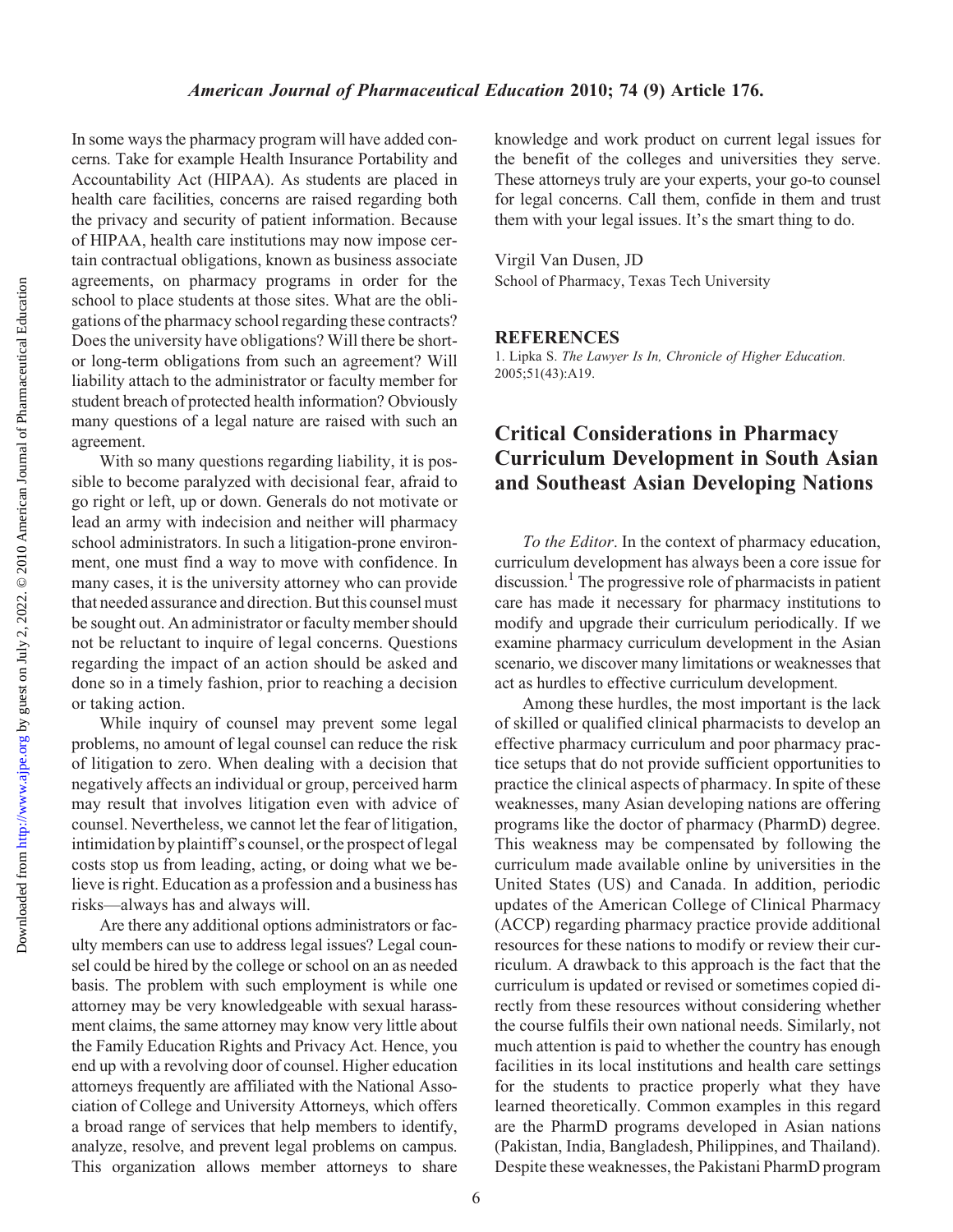In some ways the pharmacy program will have added concerns. Take for example Health Insurance Portability and Accountability Act (HIPAA). As students are placed in health care facilities, concerns are raised regarding both the privacy and security of patient information. Because of HIPAA, health care institutions may now impose certain contractual obligations, known as business associate agreements, on pharmacy programs in order for the school to place students at those sites. What are the obligations of the pharmacy school regarding these contracts? Does the university have obligations? Will there be short- or long-term obligations from such an agreement? Will liability attach to the administrator or faculty member for student breach of protected health information? Obviously many questions of a legal nature are raised with such an agreement.

With so many questions regarding liability, it is possible to become paralyzed with decisional fear, afraid to go right or left, up or down. Generals do not motivate or lead an army with indecision and neither will pharmacy school administrators. In such a litigation-prone environment, one must find a way to move with confidence. In many cases, it is the university attorney who can provide that needed assurance and direction. But this counsel must be sought out. An administrator or faculty member should not be reluctant to inquire of legal concerns. Questions regarding the impact of an action should be asked and done so in a timely fashion, prior to reaching a decision or taking action.

While inquiry of counsel may prevent some legal problems, no amount of legal counsel can reduce the risk of litigation to zero. When dealing with a decision that negatively affects an individual or group, perceived harm may result that involves litigation even with advice of counsel. Nevertheless, we cannot let the fear of litigation, intimidation by plaintiff's counsel, or the prospect of legal costs stop us from leading, acting, or doing what we believe is right. Education as a profession and a business has risks—always has and always will.

Are there any additional options administrators or faculty members can use to address legal issues? Legal counsel could be hired by the college or school on an as needed basis. The problem with such employment is while one attorney may be very knowledgeable with sexual harassment claims, the same attorney may know very little about the Family Education Rights and Privacy Act. Hence, you end up with a revolving door of counsel. Higher education attorneys frequently are affiliated with the National Association of College and University Attorneys, which offers a broad range of services that help members to identify, analyze, resolve, and prevent legal problems on campus. This organization allows member attorneys to share knowledge and work product on current legal issues for the benefit of the colleges and universities they serve. These attorneys truly are your experts, your go-to counsel for legal concerns. Call them, confide in them and trust them with your legal issues. It's the smart thing to do.

Virgil Van Dusen, JD
School of Pharmacy, Texas Tech University

## REFERENCES

1. Lipka S. *The Lawyer Is In, Chronicle of Higher Education.* 2005;51(43):A19.

# Critical Considerations in Pharmacy Curriculum Development in South Asian and Southeast Asian Developing Nations

*To the Editor*. In the context of pharmacy education, curriculum development has always been a core issue for discussion.[1] The progressive role of pharmacists in patient care has made it necessary for pharmacy institutions to modify and upgrade their curriculum periodically. If we examine pharmacy curriculum development in the Asian scenario, we discover many limitations or weaknesses that act as hurdles to effective curriculum development.

Among these hurdles, the most important is the lack of skilled or qualified clinical pharmacists to develop an effective pharmacy curriculum and poor pharmacy practice setups that do not provide sufficient opportunities to practice the clinical aspects of pharmacy. In spite of these weaknesses, many Asian developing nations are offering programs like the doctor of pharmacy (PharmD) degree. This weakness may be compensated by following the curriculum made available online by universities in the United States (US) and Canada. In addition, periodic updates of the American College of Clinical Pharmacy (ACCP) regarding pharmacy practice provide additional resources for these nations to modify or review their curriculum. A drawback to this approach is the fact that the curriculum is updated or revised or sometimes copied directly from these resources without considering whether the course fulfils their own national needs. Similarly, not much attention is paid to whether the country has enough facilities in its local institutions and health care settings for the students to practice properly what they have learned theoretically. Common examples in this regard are the PharmD programs developed in Asian nations (Pakistan, India, Bangladesh, Philippines, and Thailand). Despite these weaknesses, the Pakistani PharmD program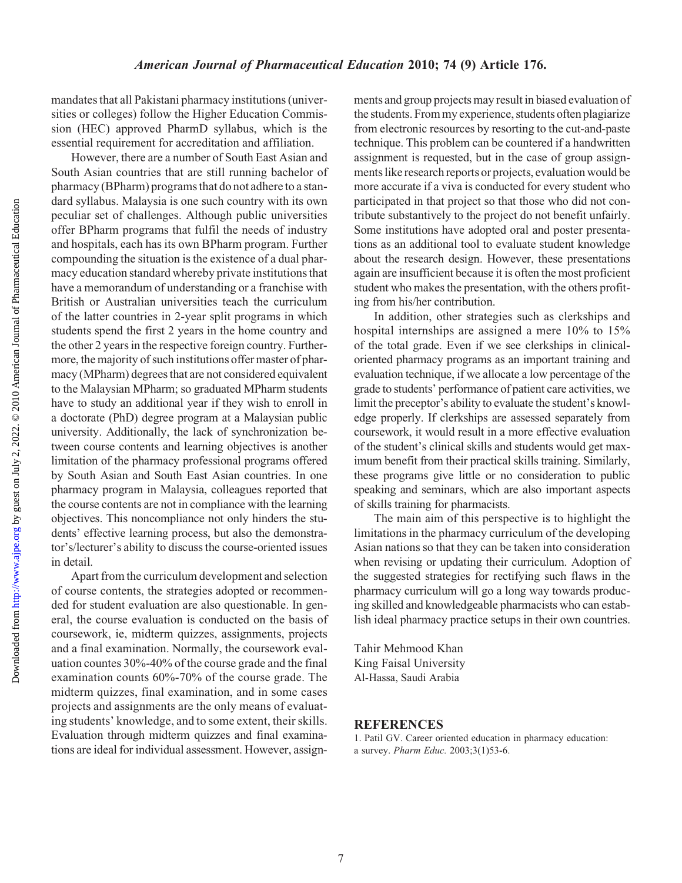mandates that all Pakistani pharmacy institutions (universities or colleges) follow the Higher Education Commission (HEC) approved PharmD syllabus, which is the essential requirement for accreditation and affiliation.

However, there are a number of South East Asian and South Asian countries that are still running bachelor of pharmacy (BPharm) programs that do not adhere to a standard syllabus. Malaysia is one such country with its own peculiar set of challenges. Although public universities offer BPharm programs that fulfil the needs of industry and hospitals, each has its own BPharm program. Further compounding the situation is the existence of a dual pharmacy education standard whereby private institutions that have a memorandum of understanding or a franchise with British or Australian universities teach the curriculum of the latter countries in 2-year split programs in which students spend the first 2 years in the home country and the other 2 years in the respective foreign country. Furthermore, the majority of such institutions offer master of pharmacy (MPharm) degrees that are not considered equivalent to the Malaysian MPharm; so graduated MPharm students have to study an additional year if they wish to enroll in a doctorate (PhD) degree program at a Malaysian public university. Additionally, the lack of synchronization between course contents and learning objectives is another limitation of the pharmacy professional programs offered by South Asian and South East Asian countries. In one pharmacy program in Malaysia, colleagues reported that the course contents are not in compliance with the learning objectives. This noncompliance not only hinders the students' effective learning process, but also the demonstrator's/lecturer's ability to discuss the course-oriented issues in detail.

Apart from the curriculum development and selection of course contents, the strategies adopted or recommended for student evaluation are also questionable. In general, the course evaluation is conducted on the basis of coursework, ie, midterm quizzes, assignments, projects and a final examination. Normally, the coursework evaluation countes 30%-40% of the course grade and the final examination counts 60%-70% of the course grade. The midterm quizzes, final examination, and in some cases projects and assignments are the only means of evaluating students' knowledge, and to some extent, their skills. Evaluation through midterm quizzes and final examinations are ideal for individual assessment. However, assignments and group projects may result in biased evaluation of the students. From my experience, students often plagiarize from electronic resources by resorting to the cut-and-paste technique. This problem can be countered if a handwritten assignment is requested, but in the case of group assignments like research reports or projects, evaluation would be more accurate if a viva is conducted for every student who participated in that project so that those who did not contribute substantively to the project do not benefit unfairly. Some institutions have adopted oral and poster presentations as an additional tool to evaluate student knowledge about the research design. However, these presentations again are insufficient because it is often the most proficient student who makes the presentation, with the others profiting from his/her contribution.

In addition, other strategies such as clerkships and hospital internships are assigned a mere 10% to 15% of the total grade. Even if we see clerkships in clinical-oriented pharmacy programs as an important training and evaluation technique, if we allocate a low percentage of the grade to students' performance of patient care activities, we limit the preceptor's ability to evaluate the student's knowledge properly. If clerkships are assessed separately from coursework, it would result in a more effective evaluation of the student's clinical skills and students would get maximum benefit from their practical skills training. Similarly, these programs give little or no consideration to public speaking and seminars, which are also important aspects of skills training for pharmacists.

The main aim of this perspective is to highlight the limitations in the pharmacy curriculum of the developing Asian nations so that they can be taken into consideration when revising or updating their curriculum. Adoption of the suggested strategies for rectifying such flaws in the pharmacy curriculum will go a long way towards producing skilled and knowledgeable pharmacists who can establish ideal pharmacy practice setups in their own countries.

Tahir Mehmood Khan
King Faisal University
Al-Hassa, Saudi Arabia

## REFERENCES

1. Patil GV. Career oriented education in pharmacy education: a survey. *Pharm Educ.* 2003;3(1)53-6.